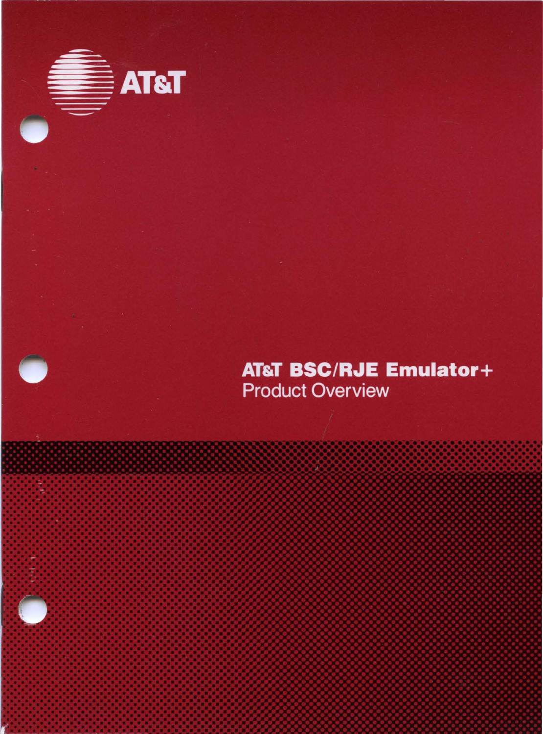AT&T

# AT&T BSC/RJE Emulator+

Product Overview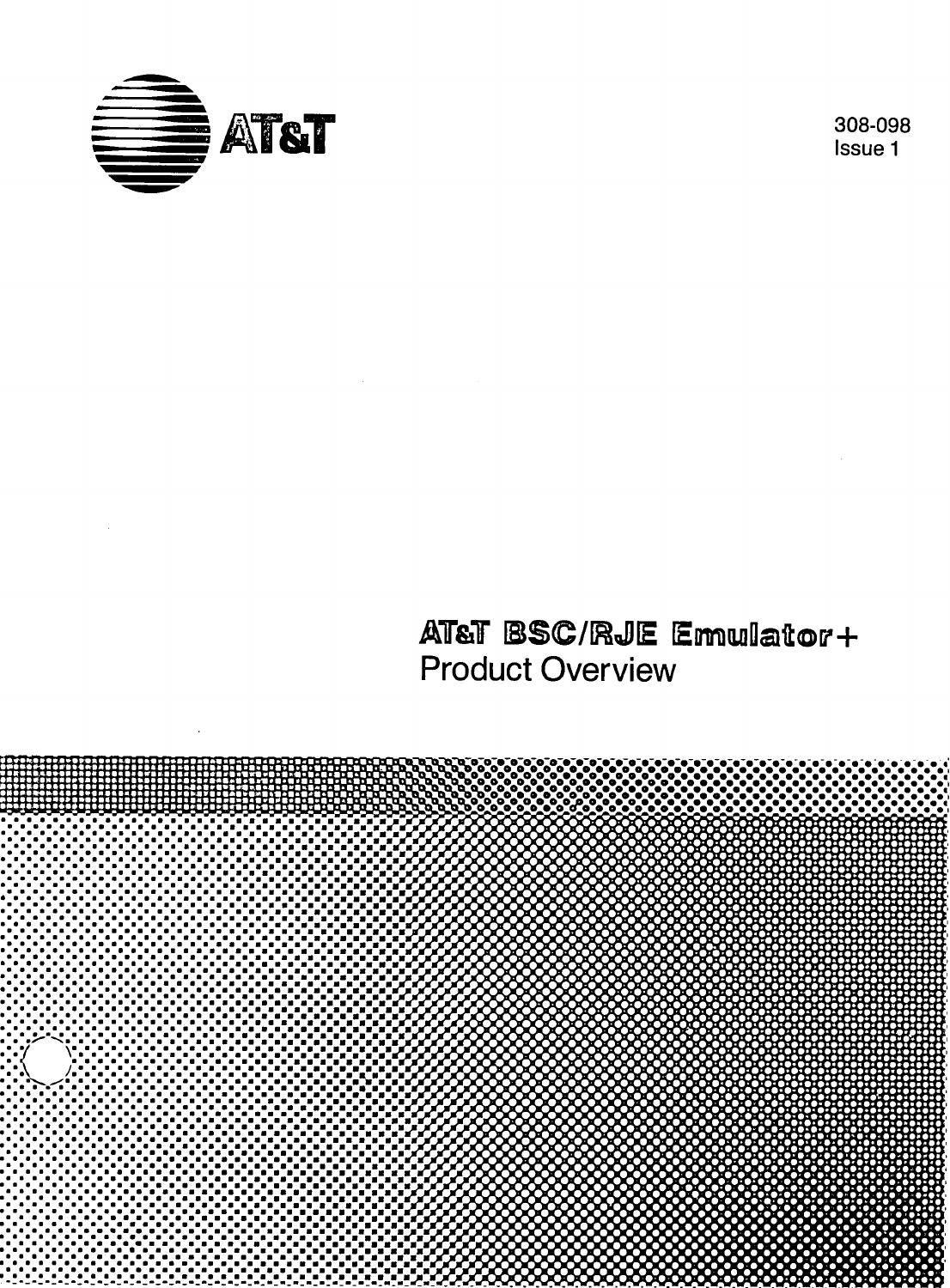AT&T

308-098
Issue 1

# AT&T BSC/RJE Emulator+
Product Overview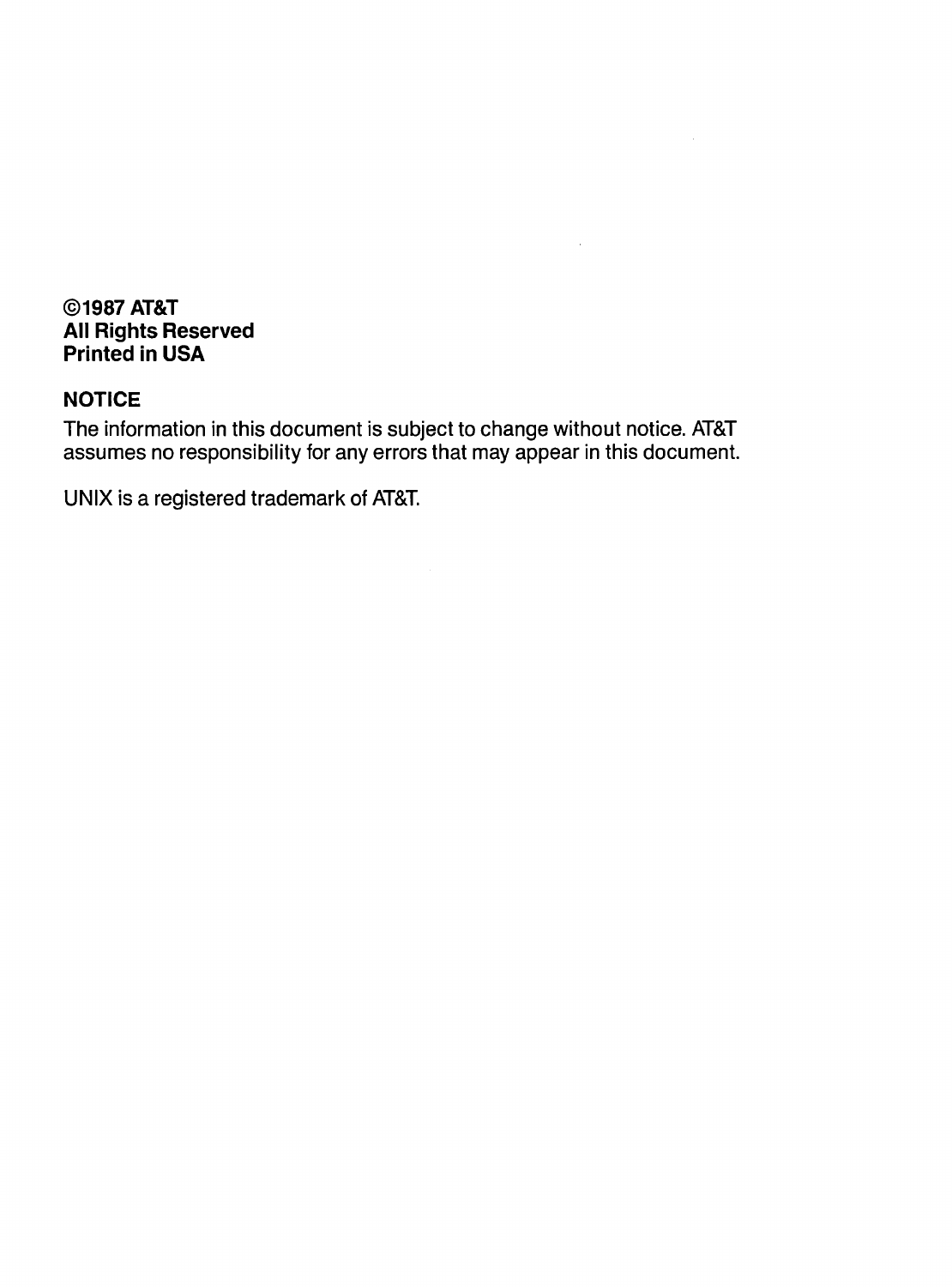**©1987 AT&T**
**All Rights Reserved**
**Printed in USA**

**NOTICE**

The information in this document is subject to change without notice. AT&T assumes no responsibility for any errors that may appear in this document.

UNIX is a registered trademark of AT&T.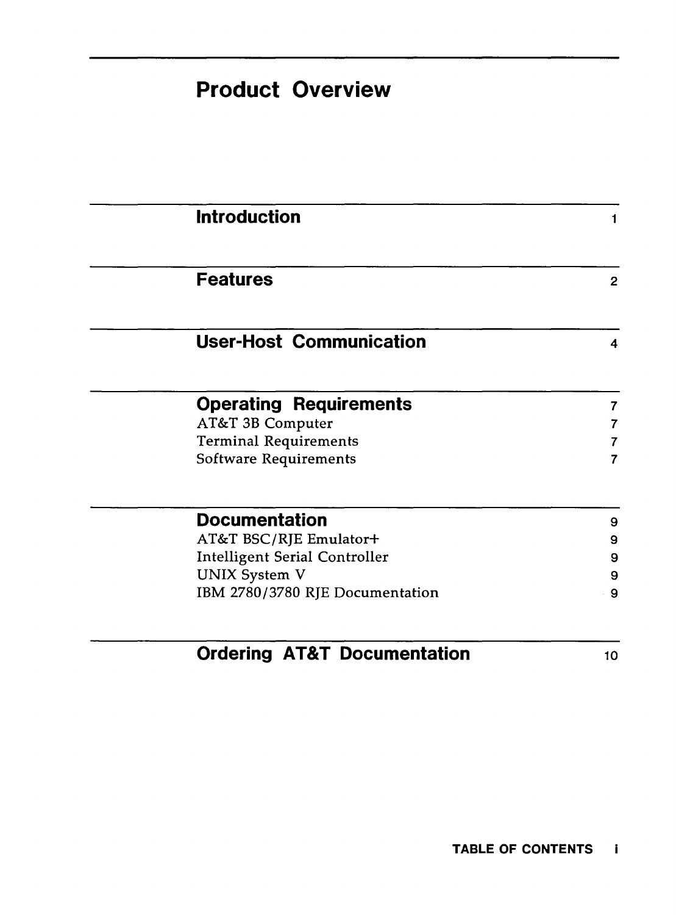# Product Overview

| | |
|---|---|
| **Introduction** | 1 |
| **Features** | 2 |
| **User-Host Communication** | 4 |
| **Operating Requirements** | 7 |
| AT&T 3B Computer | 7 |
| Terminal Requirements | 7 |
| Software Requirements | 7 |
| **Documentation** | 9 |
| AT&T BSC/RJE Emulator+ | 9 |
| Intelligent Serial Controller | 9 |
| UNIX System V | 9 |
| IBM 2780/3780 RJE Documentation | 9 |
| **Ordering AT&T Documentation** | 10 |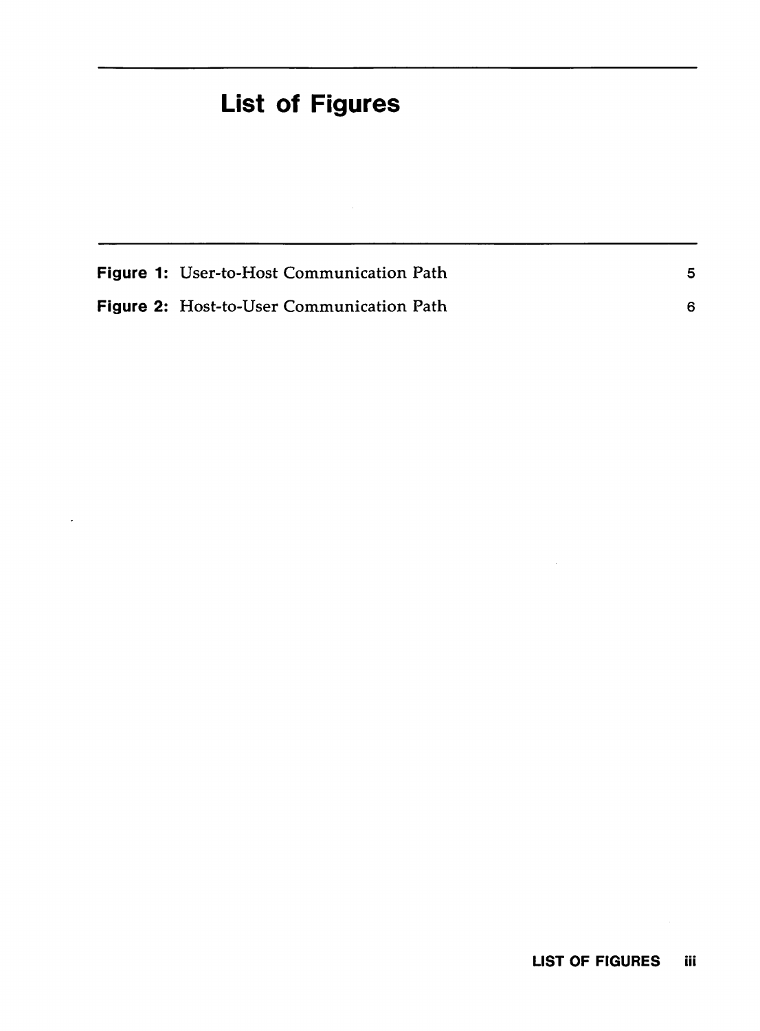# List of Figures

**Figure 1:** User-to-Host Communication Path 5

**Figure 2:** Host-to-User Communication Path 6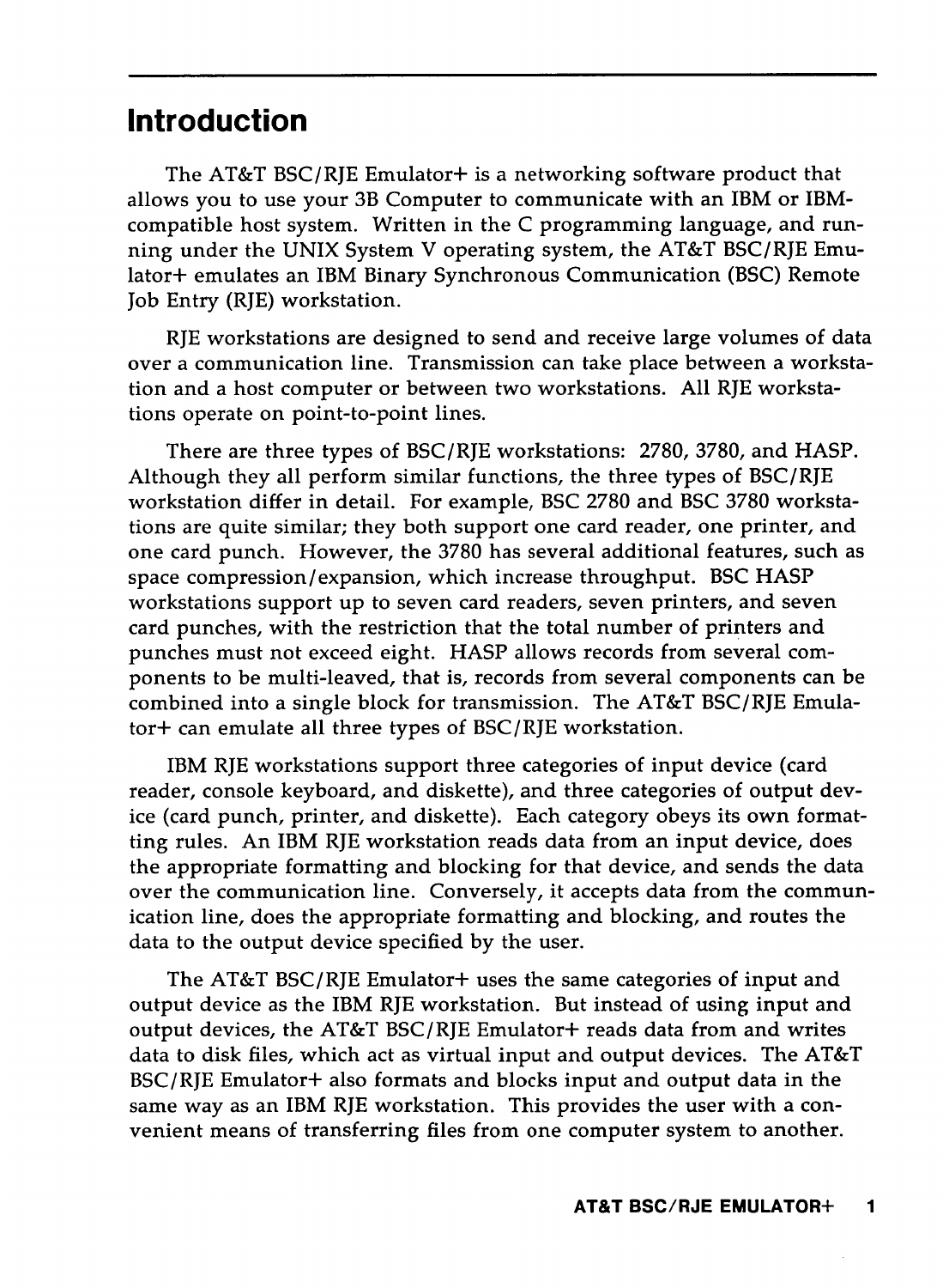# Introduction

The AT&T BSC/RJE Emulator+ is a networking software product that allows you to use your 3B Computer to communicate with an IBM or IBM-compatible host system. Written in the C programming language, and running under the UNIX System V operating system, the AT&T BSC/RJE Emulator+ emulates an IBM Binary Synchronous Communication (BSC) Remote Job Entry (RJE) workstation.

RJE workstations are designed to send and receive large volumes of data over a communication line. Transmission can take place between a workstation and a host computer or between two workstations. All RJE workstations operate on point-to-point lines.

There are three types of BSC/RJE workstations: 2780, 3780, and HASP. Although they all perform similar functions, the three types of BSC/RJE workstation differ in detail. For example, BSC 2780 and BSC 3780 workstations are quite similar; they both support one card reader, one printer, and one card punch. However, the 3780 has several additional features, such as space compression/expansion, which increase throughput. BSC HASP workstations support up to seven card readers, seven printers, and seven card punches, with the restriction that the total number of printers and punches must not exceed eight. HASP allows records from several components to be multi-leaved, that is, records from several components can be combined into a single block for transmission. The AT&T BSC/RJE Emulator+ can emulate all three types of BSC/RJE workstation.

IBM RJE workstations support three categories of input device (card reader, console keyboard, and diskette), and three categories of output device (card punch, printer, and diskette). Each category obeys its own formatting rules. An IBM RJE workstation reads data from an input device, does the appropriate formatting and blocking for that device, and sends the data over the communication line. Conversely, it accepts data from the communication line, does the appropriate formatting and blocking, and routes the data to the output device specified by the user.

The AT&T BSC/RJE Emulator+ uses the same categories of input and output device as the IBM RJE workstation. But instead of using input and output devices, the AT&T BSC/RJE Emulator+ reads data from and writes data to disk files, which act as virtual input and output devices. The AT&T BSC/RJE Emulator+ also formats and blocks input and output data in the same way as an IBM RJE workstation. This provides the user with a convenient means of transferring files from one computer system to another.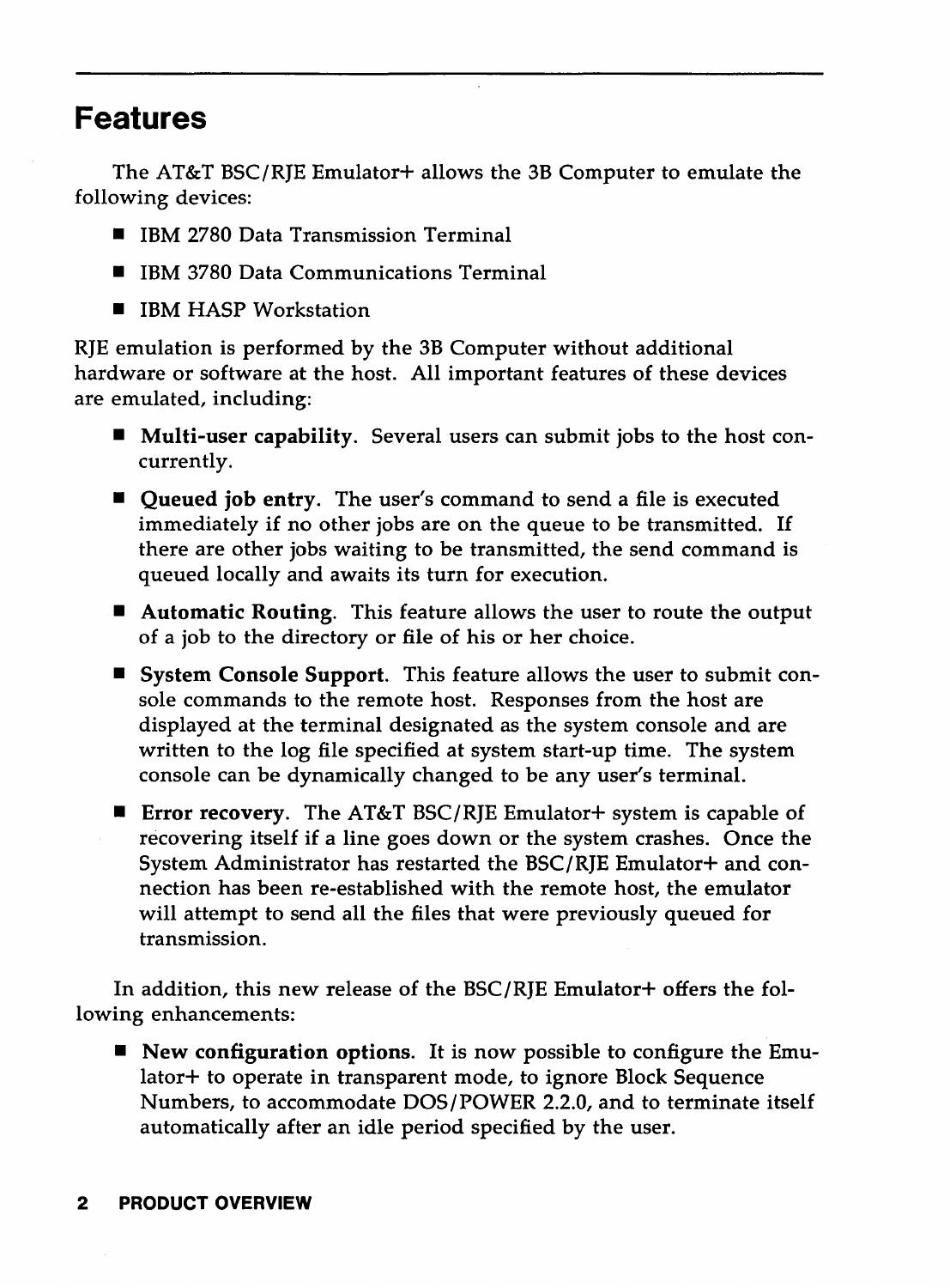## Features

The AT&T BSC/RJE Emulator+ allows the 3B Computer to emulate the following devices:

- IBM 2780 Data Transmission Terminal
- IBM 3780 Data Communications Terminal
- IBM HASP Workstation

RJE emulation is performed by the 3B Computer without additional hardware or software at the host. All important features of these devices are emulated, including:

- **Multi-user capability**. Several users can submit jobs to the host concurrently.
- **Queued job entry**. The user's command to send a file is executed immediately if no other jobs are on the queue to be transmitted. If there are other jobs waiting to be transmitted, the send command is queued locally and awaits its turn for execution.
- **Automatic Routing**. This feature allows the user to route the output of a job to the directory or file of his or her choice.
- **System Console Support**. This feature allows the user to submit console commands to the remote host. Responses from the host are displayed at the terminal designated as the system console and are written to the log file specified at system start-up time. The system console can be dynamically changed to be any user's terminal.
- **Error recovery**. The AT&T BSC/RJE Emulator+ system is capable of recovering itself if a line goes down or the system crashes. Once the System Administrator has restarted the BSC/RJE Emulator+ and connection has been re-established with the remote host, the emulator will attempt to send all the files that were previously queued for transmission.

In addition, this new release of the BSC/RJE Emulator+ offers the following enhancements:

- **New configuration options**. It is now possible to configure the Emulator+ to operate in transparent mode, to ignore Block Sequence Numbers, to accommodate DOS/POWER 2.2.0, and to terminate itself automatically after an idle period specified by the user.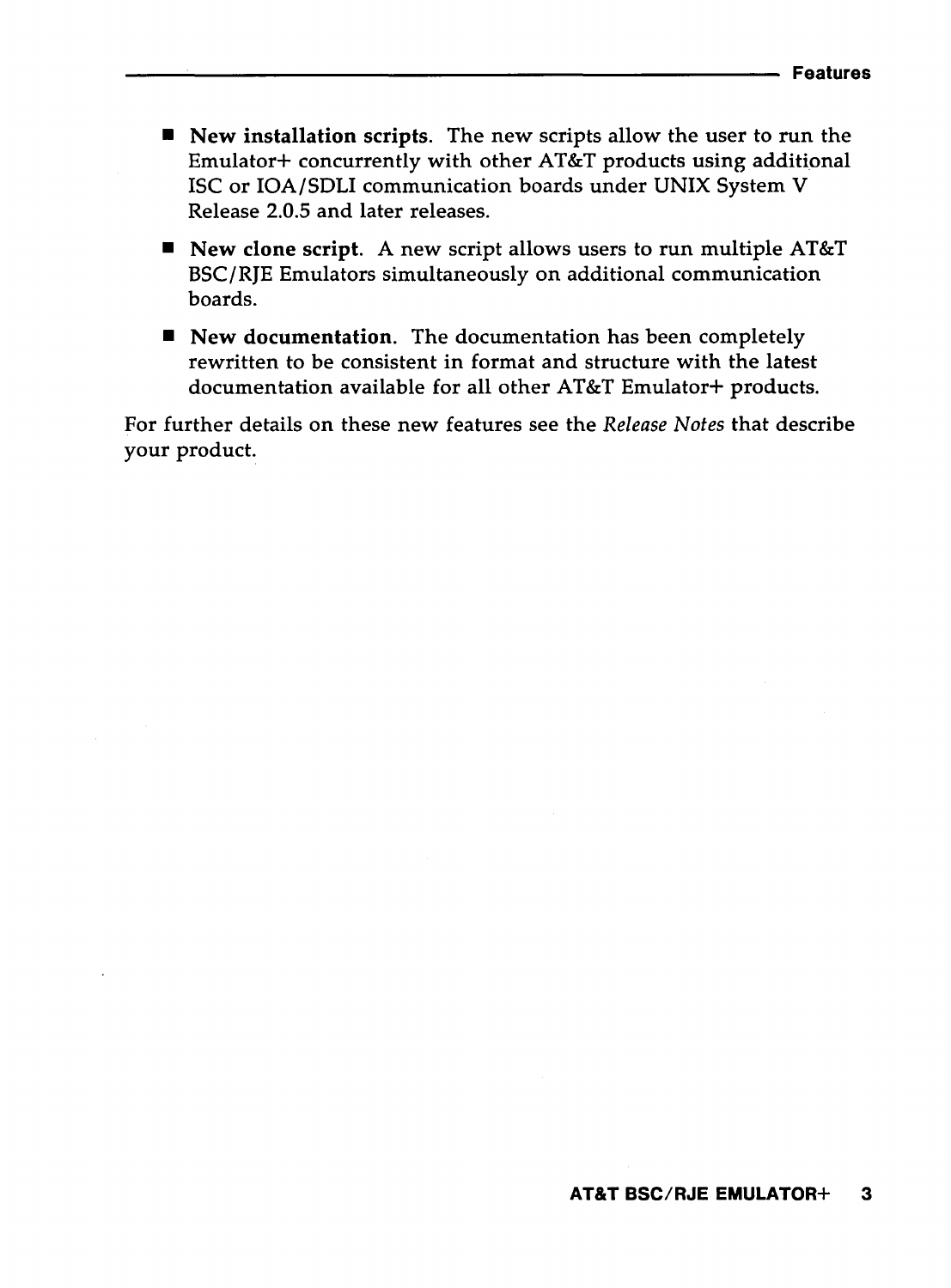- **New installation scripts**. The new scripts allow the user to run the Emulator+ concurrently with other AT&T products using additional ISC or IOA/SDLI communication boards under UNIX System V Release 2.0.5 and later releases.
- **New clone script**. A new script allows users to run multiple AT&T BSC/RJE Emulators simultaneously on additional communication boards.
- **New documentation**. The documentation has been completely rewritten to be consistent in format and structure with the latest documentation available for all other AT&T Emulator+ products.

For further details on these new features see the *Release Notes* that describe your product.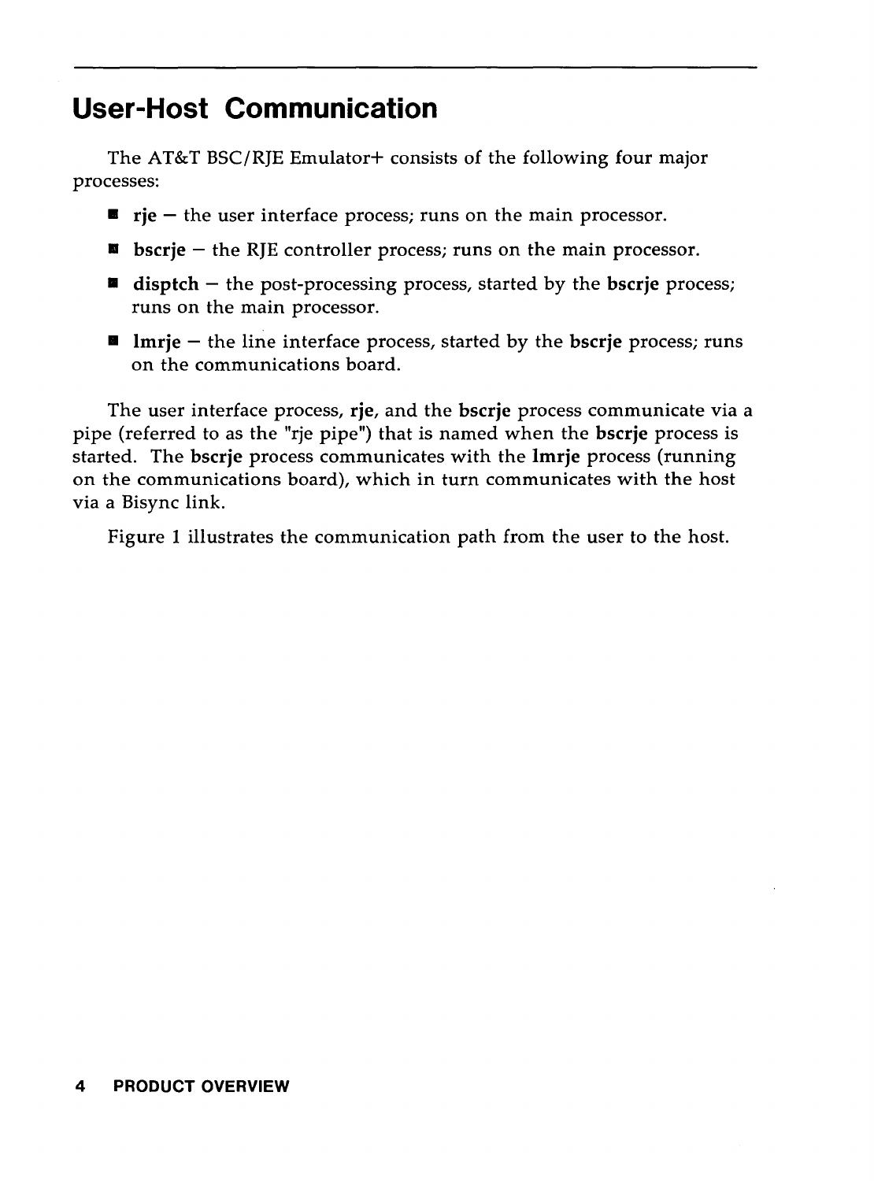# User-Host Communication

The AT&T BSC/RJE Emulator+ consists of the following four major processes:

- **rje** – the user interface process; runs on the main processor.
- **bscrje** – the RJE controller process; runs on the main processor.
- **disptch** – the post-processing process, started by the **bscrje** process; runs on the main processor.
- **lmrje** – the line interface process, started by the **bscrje** process; runs on the communications board.

The user interface process, **rje**, and the **bscrje** process communicate via a pipe (referred to as the "rje pipe") that is named when the **bscrje** process is started. The **bscrje** process communicates with the **lmrje** process (running on the communications board), which in turn communicates with the host via a Bisync link.

Figure 1 illustrates the communication path from the user to the host.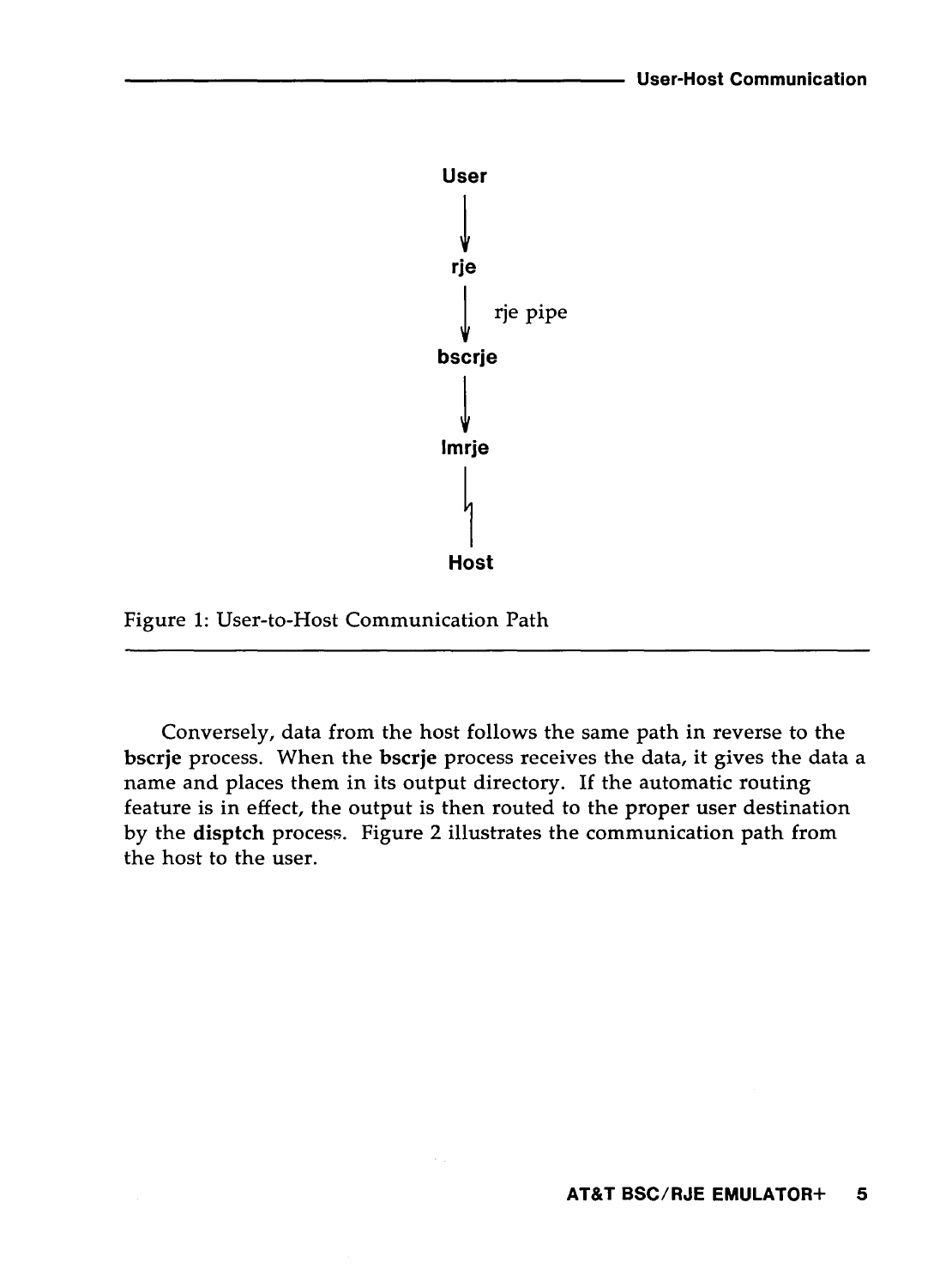User

↓

rje

↓ rje pipe

bscrje

↓

lmrje

↓

Host

Figure 1: User-to-Host Communication Path

Conversely, data from the host follows the same path in reverse to the **bscrje** process. When the **bscrje** process receives the data, it gives the data a name and places them in its output directory. If the automatic routing feature is in effect, the output is then routed to the proper user destination by the **disptch** process. Figure 2 illustrates the communication path from the host to the user.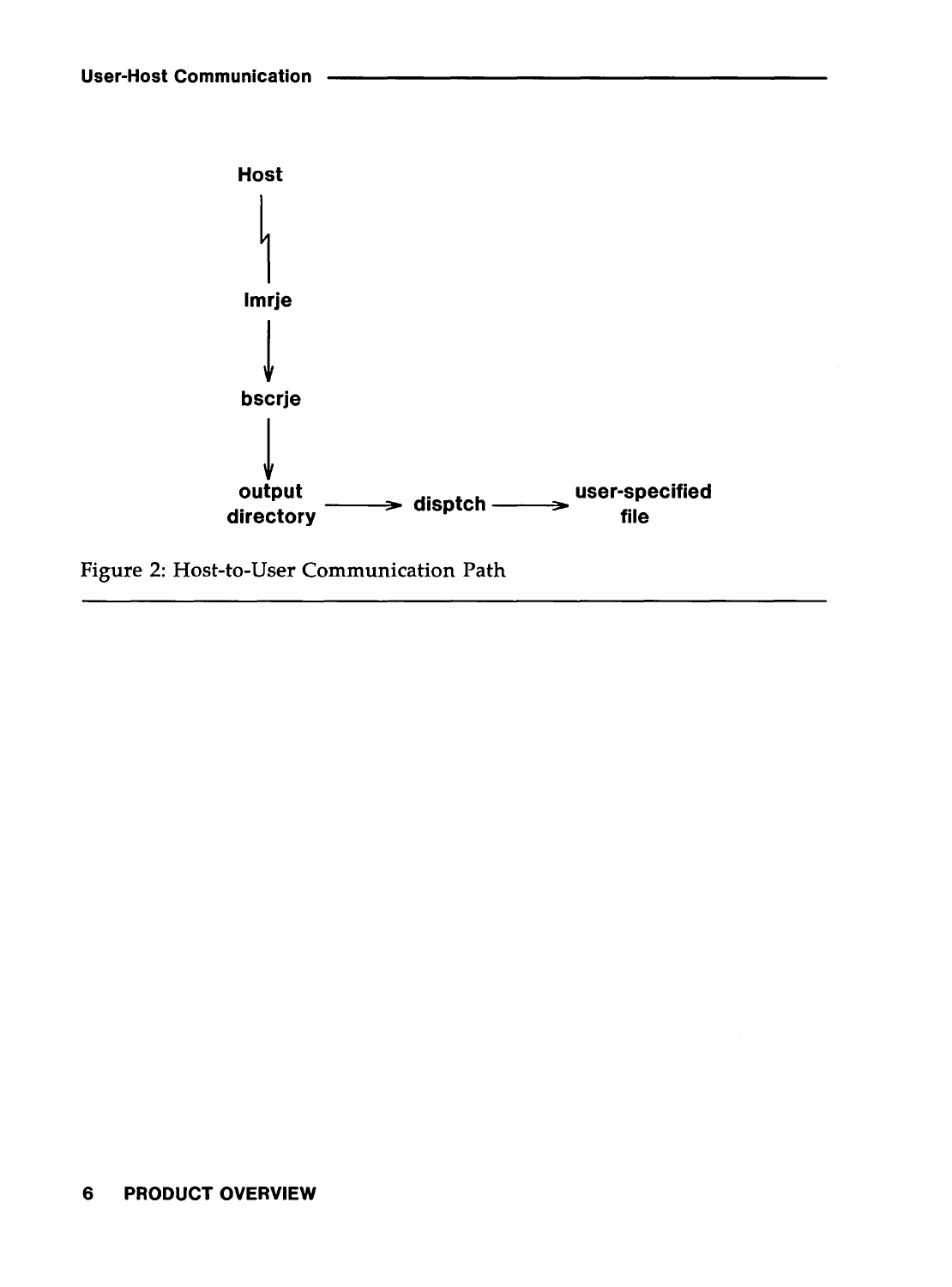```
Host
  |
  ϟ
  |
lmrje
  |
  ↓
bscrje
  |
  ↓
output    ——>  disptch  ——>  user-specified
directory                         file
```

Figure 2: Host-to-User Communication Path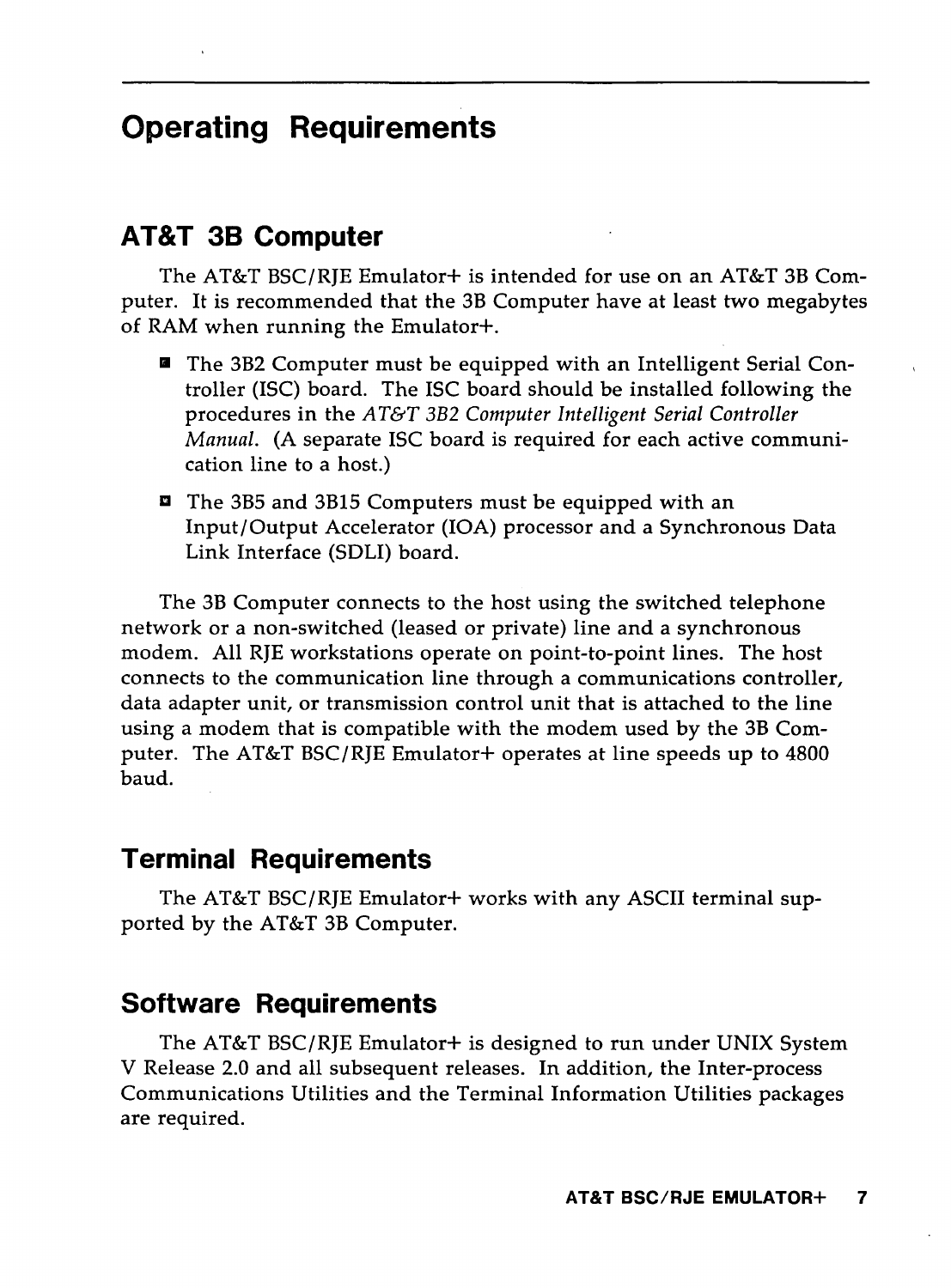# Operating Requirements

## AT&T 3B Computer

The AT&T BSC/RJE Emulator+ is intended for use on an AT&T 3B Computer. It is recommended that the 3B Computer have at least two megabytes of RAM when running the Emulator+.

- The 3B2 Computer must be equipped with an Intelligent Serial Controller (ISC) board. The ISC board should be installed following the procedures in the *AT&T 3B2 Computer Intelligent Serial Controller Manual*. (A separate ISC board is required for each active communication line to a host.)
- The 3B5 and 3B15 Computers must be equipped with an Input/Output Accelerator (IOA) processor and a Synchronous Data Link Interface (SDLI) board.

The 3B Computer connects to the host using the switched telephone network or a non-switched (leased or private) line and a synchronous modem. All RJE workstations operate on point-to-point lines. The host connects to the communication line through a communications controller, data adapter unit, or transmission control unit that is attached to the line using a modem that is compatible with the modem used by the 3B Computer. The AT&T BSC/RJE Emulator+ operates at line speeds up to 4800 baud.

## Terminal Requirements

The AT&T BSC/RJE Emulator+ works with any ASCII terminal supported by the AT&T 3B Computer.

## Software Requirements

The AT&T BSC/RJE Emulator+ is designed to run under UNIX System V Release 2.0 and all subsequent releases. In addition, the Inter-process Communications Utilities and the Terminal Information Utilities packages are required.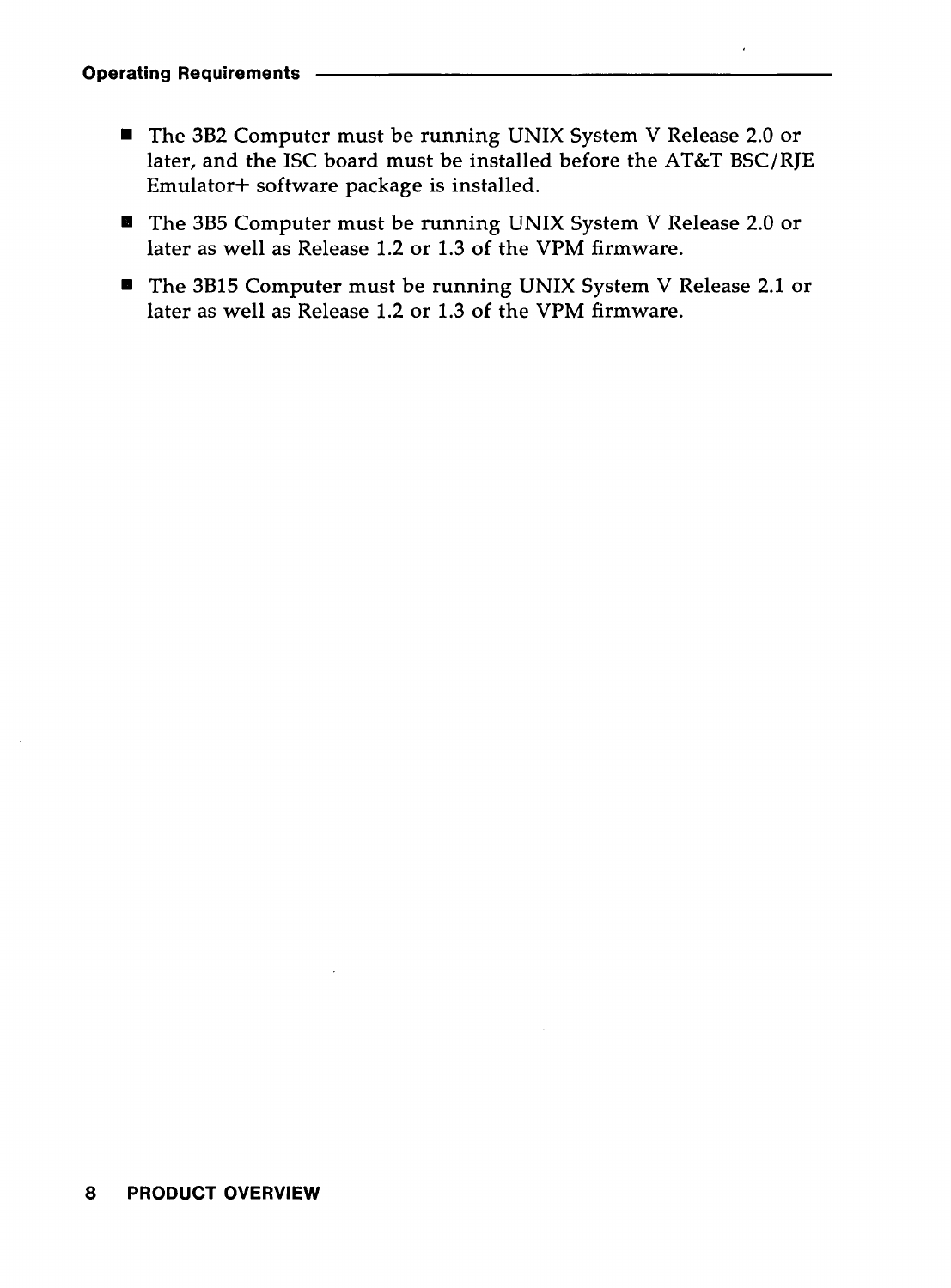- The 3B2 Computer must be running UNIX System V Release 2.0 or later, and the ISC board must be installed before the AT&T BSC/RJE Emulator+ software package is installed.
- The 3B5 Computer must be running UNIX System V Release 2.0 or later as well as Release 1.2 or 1.3 of the VPM firmware.
- The 3B15 Computer must be running UNIX System V Release 2.1 or later as well as Release 1.2 or 1.3 of the VPM firmware.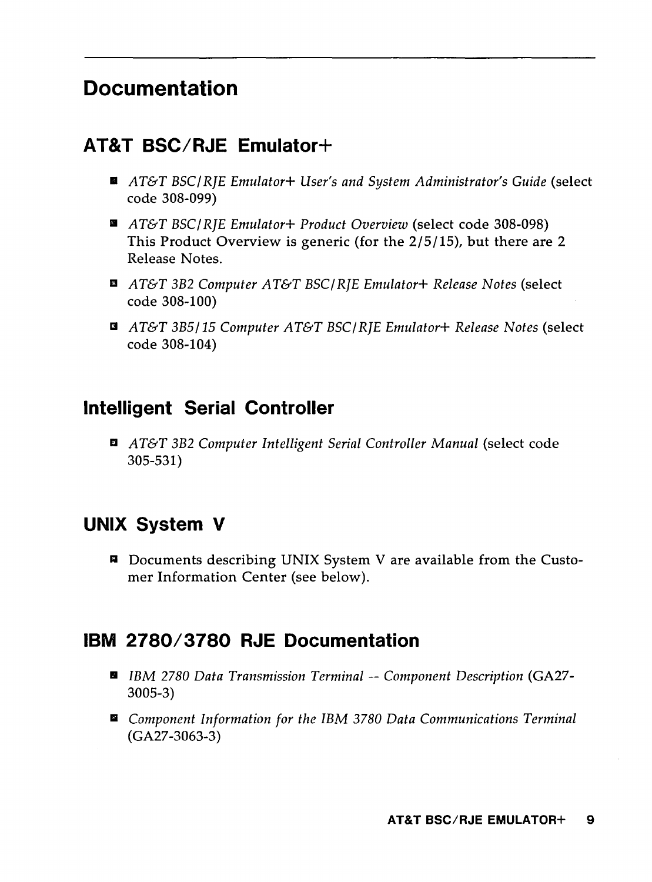# Documentation

## AT&T BSC/RJE Emulator+

- *AT&T BSC/RJE Emulator+ User's and System Administrator's Guide* (select code 308-099)
- *AT&T BSC/RJE Emulator+ Product Overview* (select code 308-098) This Product Overview is generic (for the 2/5/15), but there are 2 Release Notes.
- *AT&T 3B2 Computer AT&T BSC/RJE Emulator+ Release Notes* (select code 308-100)
- *AT&T 3B5/15 Computer AT&T BSC/RJE Emulator+ Release Notes* (select code 308-104)

## Intelligent Serial Controller

- *AT&T 3B2 Computer Intelligent Serial Controller Manual* (select code 305-531)

## UNIX System V

- Documents describing UNIX System V are available from the Customer Information Center (see below).

## IBM 2780/3780 RJE Documentation

- *IBM 2780 Data Transmission Terminal -- Component Description* (GA27-3005-3)
- *Component Information for the IBM 3780 Data Communications Terminal* (GA27-3063-3)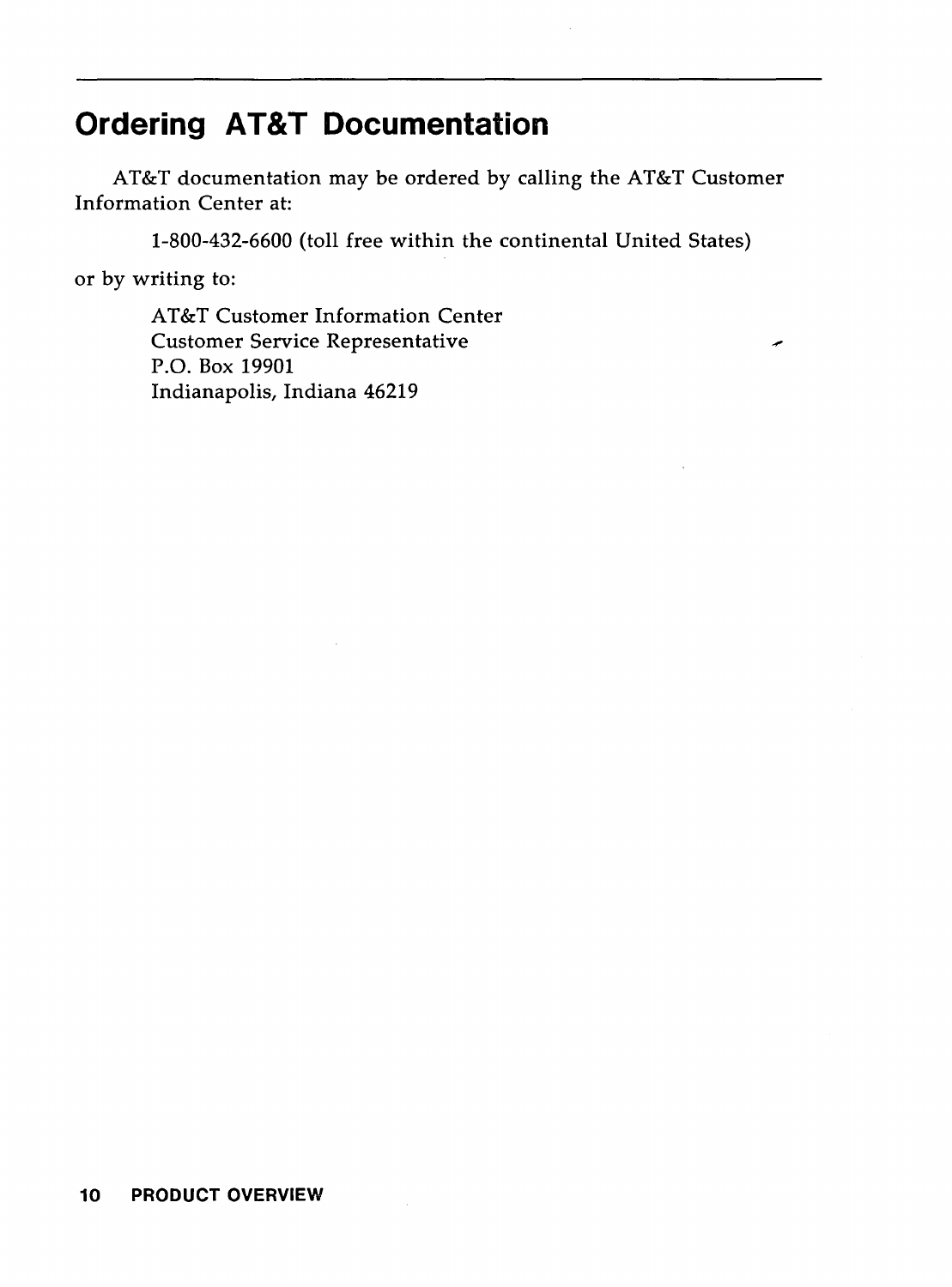# Ordering AT&T Documentation

AT&T documentation may be ordered by calling the AT&T Customer Information Center at:

1-800-432-6600 (toll free within the continental United States)

or by writing to:

AT&T Customer Information Center
Customer Service Representative
P.O. Box 19901
Indianapolis, Indiana 46219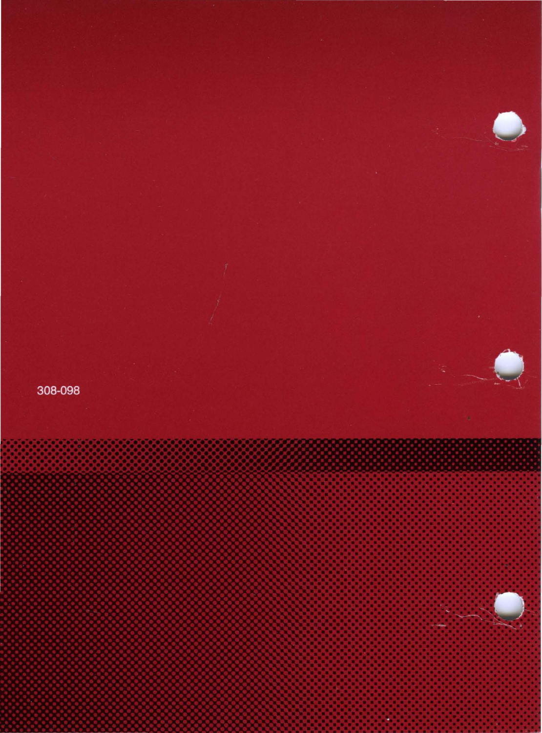308-098